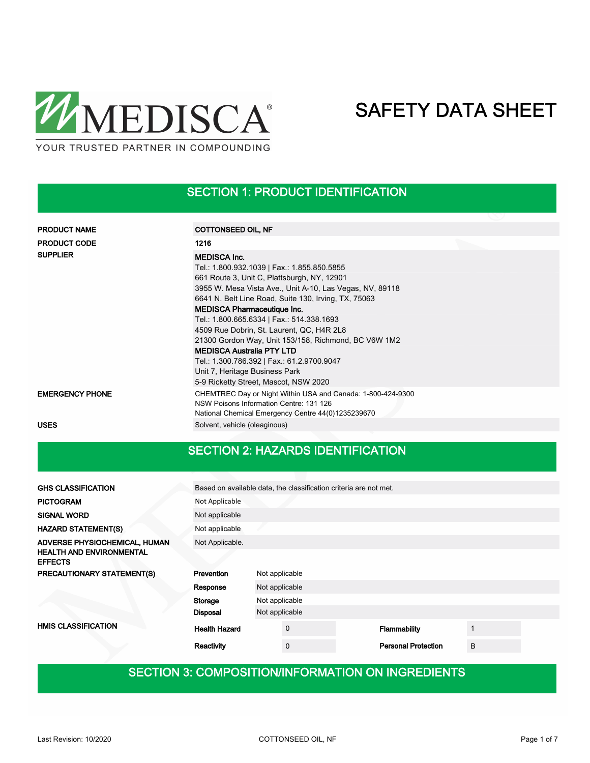MEDISCA®
YOUR TRUSTED PARTNER IN COMPOUNDING

# SAFETY DATA SHEET

## SECTION 1: PRODUCT IDENTIFICATION

| | |
|---|---|
| **PRODUCT NAME** | **COTTONSEED OIL, NF** |
| **PRODUCT CODE** | **1216** |
| **SUPPLIER** | **MEDISCA Inc.**<br>Tel.: 1.800.932.1039 \| Fax.: 1.855.850.5855<br>661 Route 3, Unit C, Plattsburgh, NY, 12901<br>3955 W. Mesa Vista Ave., Unit A-10, Las Vegas, NV, 89118<br>6641 N. Belt Line Road, Suite 130, Irving, TX, 75063<br>**MEDISCA Pharmaceutique Inc.**<br>Tel.: 1.800.665.6334 \| Fax.: 514.338.1693<br>4509 Rue Dobrin, St. Laurent, QC, H4R 2L8<br>21300 Gordon Way, Unit 153/158, Richmond, BC V6W 1M2<br>**MEDISCA Australia PTY LTD**<br>Tel.: 1.300.786.392 \| Fax.: 61.2.9700.9047<br>Unit 7, Heritage Business Park<br>5-9 Ricketty Street, Mascot, NSW 2020 |
| **EMERGENCY PHONE** | CHEMTREC Day or Night Within USA and Canada: 1-800-424-9300<br>NSW Poisons Information Centre: 131 126<br>National Chemical Emergency Centre 44(0)1235239670 |
| **USES** | Solvent, vehicle (oleaginous) |

## SECTION 2: HAZARDS IDENTIFICATION

| | |
|---|---|
| **GHS CLASSIFICATION** | Based on available data, the classification criteria are not met. |
| **PICTOGRAM** | Not Applicable |
| **SIGNAL WORD** | Not applicable |
| **HAZARD STATEMENT(S)** | Not applicable |
| **ADVERSE PHYSIOCHEMICAL, HUMAN HEALTH AND ENVIRONMENTAL EFFECTS** | Not Applicable. |

**PRECAUTIONARY STATEMENT(S)**

| | |
|---|---|
| **Prevention** | Not applicable |
| **Response** | Not applicable |
| **Storage** | Not applicable |
| **Disposal** | Not applicable |

**HMIS CLASSIFICATION**

| | | | |
|---|---|---|---|
| **Health Hazard** | 0 | **Flammability** | 1 |
| **Reactivity** | 0 | **Personal Protection** | B |

## SECTION 3: COMPOSITION/INFORMATION ON INGREDIENTS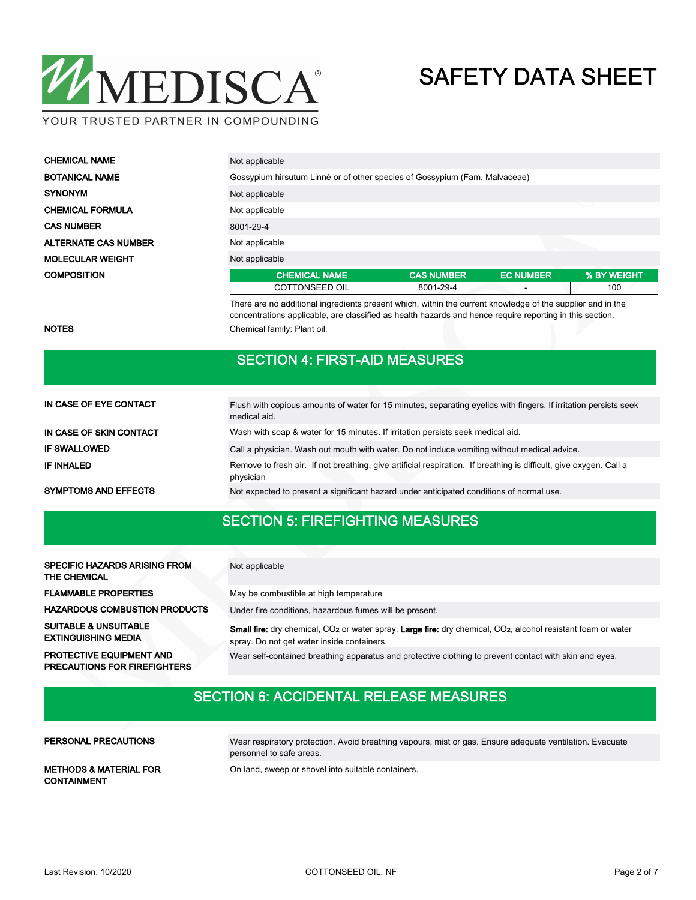# SAFETY DATA SHEET

MEDISCA® — YOUR TRUSTED PARTNER IN COMPOUNDING

| | |
|---|---|
| **CHEMICAL NAME** | Not applicable |
| **BOTANICAL NAME** | Gossypium hirsutum Linné or of other species of Gossypium (Fam. Malvaceae) |
| **SYNONYM** | Not applicable |
| **CHEMICAL FORMULA** | Not applicable |
| **CAS NUMBER** | 8001-29-4 |
| **ALTERNATE CAS NUMBER** | Not applicable |
| **MOLECULAR WEIGHT** | Not applicable |

**COMPOSITION**

| CHEMICAL NAME | CAS NUMBER | EC NUMBER | % BY WEIGHT |
|---|---|---|---|
| COTTONSEED OIL | 8001-29-4 | - | 100 |

There are no additional ingredients present which, within the current knowledge of the supplier and in the concentrations applicable, are classified as health hazards and hence require reporting in this section.

**NOTES**: Chemical family: Plant oil.

## SECTION 4: FIRST-AID MEASURES

| | |
|---|---|
| **IN CASE OF EYE CONTACT** | Flush with copious amounts of water for 15 minutes, separating eyelids with fingers. If irritation persists seek medical aid. |
| **IN CASE OF SKIN CONTACT** | Wash with soap & water for 15 minutes. If irritation persists seek medical aid. |
| **IF SWALLOWED** | Call a physician. Wash out mouth with water. Do not induce vomiting without medical advice. |
| **IF INHALED** | Remove to fresh air. If not breathing, give artificial respiration. If breathing is difficult, give oxygen. Call a physician |
| **SYMPTOMS AND EFFECTS** | Not expected to present a significant hazard under anticipated conditions of normal use. |

## SECTION 5: FIREFIGHTING MEASURES

| | |
|---|---|
| **SPECIFIC HAZARDS ARISING FROM THE CHEMICAL** | Not applicable |
| **FLAMMABLE PROPERTIES** | May be combustible at high temperature |
| **HAZARDOUS COMBUSTION PRODUCTS** | Under fire conditions, hazardous fumes will be present. |
| **SUITABLE & UNSUITABLE EXTINGUISHING MEDIA** | **Small fire:** dry chemical, $CO_2$ or water spray. **Large fire:** dry chemical, $CO_2$, alcohol resistant foam or water spray. Do not get water inside containers. |
| **PROTECTIVE EQUIPMENT AND PRECAUTIONS FOR FIREFIGHTERS** | Wear self-contained breathing apparatus and protective clothing to prevent contact with skin and eyes. |

## SECTION 6: ACCIDENTAL RELEASE MEASURES

| | |
|---|---|
| **PERSONAL PRECAUTIONS** | Wear respiratory protection. Avoid breathing vapours, mist or gas. Ensure adequate ventilation. Evacuate personnel to safe areas. |
| **METHODS & MATERIAL FOR CONTAINMENT** | On land, sweep or shovel into suitable containers. |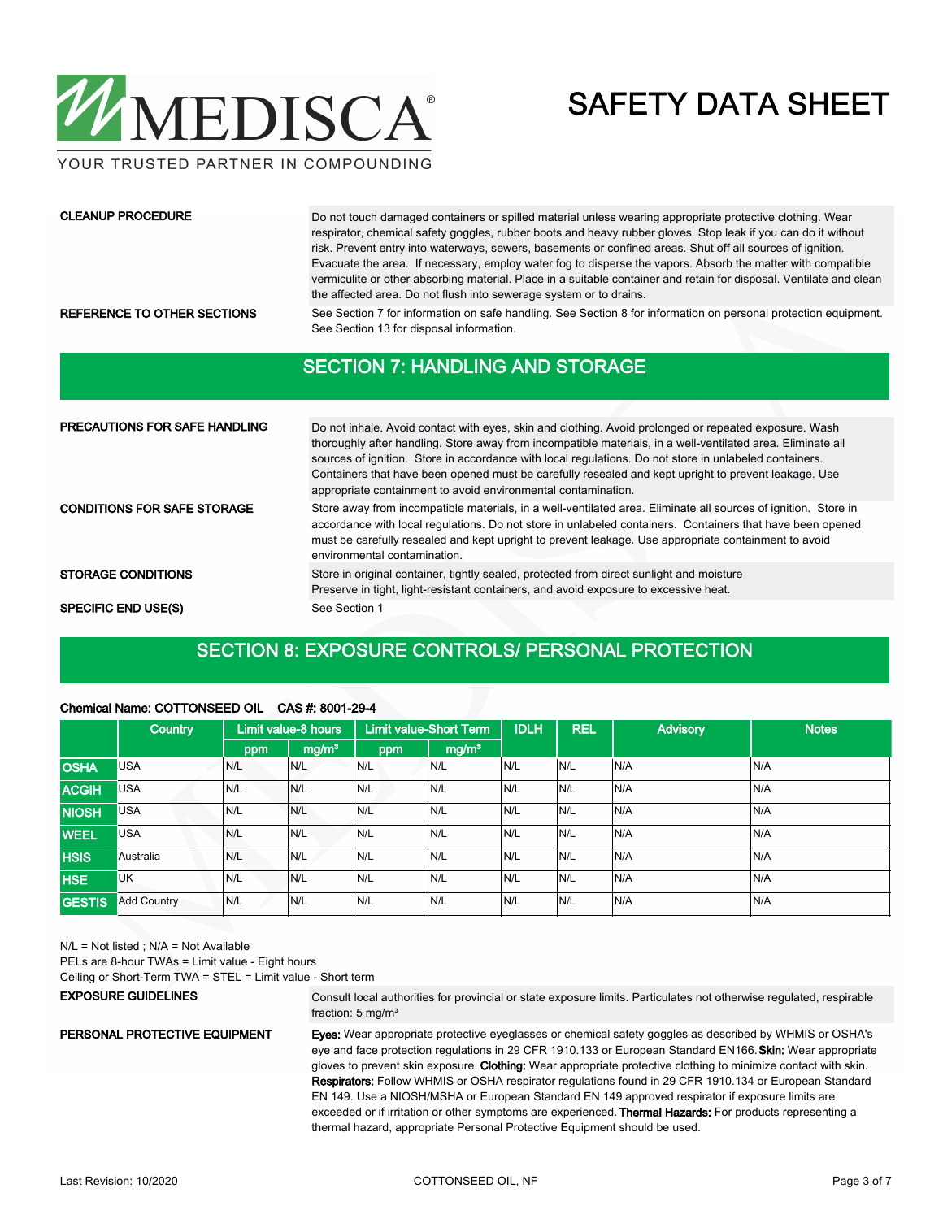**CLEANUP PROCEDURE**

Do not touch damaged containers or spilled material unless wearing appropriate protective clothing. Wear respirator, chemical safety goggles, rubber boots and heavy rubber gloves. Stop leak if you can do it without risk. Prevent entry into waterways, sewers, basements or confined areas. Shut off all sources of ignition. Evacuate the area. If necessary, employ water fog to disperse the vapors. Absorb the matter with compatible vermiculite or other absorbing material. Place in a suitable container and retain for disposal. Ventilate and clean the affected area. Do not flush into sewerage system or to drains.

**REFERENCE TO OTHER SECTIONS**

See Section 7 for information on safe handling. See Section 8 for information on personal protection equipment. See Section 13 for disposal information.

## SECTION 7: HANDLING AND STORAGE

**PRECAUTIONS FOR SAFE HANDLING**

Do not inhale. Avoid contact with eyes, skin and clothing. Avoid prolonged or repeated exposure. Wash thoroughly after handling. Store away from incompatible materials, in a well-ventilated area. Eliminate all sources of ignition. Store in accordance with local regulations. Do not store in unlabeled containers. Containers that have been opened must be carefully resealed and kept upright to prevent leakage. Use appropriate containment to avoid environmental contamination.

**CONDITIONS FOR SAFE STORAGE**

Store away from incompatible materials, in a well-ventilated area. Eliminate all sources of ignition. Store in accordance with local regulations. Do not store in unlabeled containers. Containers that have been opened must be carefully resealed and kept upright to prevent leakage. Use appropriate containment to avoid environmental contamination.

**STORAGE CONDITIONS**

Store in original container, tightly sealed, protected from direct sunlight and moisture
Preserve in tight, light-resistant containers, and avoid exposure to excessive heat.

**SPECIFIC END USE(S)**

See Section 1

## SECTION 8: EXPOSURE CONTROLS/ PERSONAL PROTECTION

**Chemical Name: COTTONSEED OIL CAS #: 8001-29-4**

| | Country | Limit value-8 hours | | Limit value-Short Term | | IDLH | REL | Advisory | Notes |
|---|---|---|---|---|---|---|---|---|---|
| | | ppm | mg/m³ | ppm | mg/m³ | | | | |
| OSHA | USA | N/L | N/L | N/L | N/L | N/L | N/L | N/A | N/A |
| ACGIH | USA | N/L | N/L | N/L | N/L | N/L | N/L | N/A | N/A |
| NIOSH | USA | N/L | N/L | N/L | N/L | N/L | N/L | N/A | N/A |
| WEEL | USA | N/L | N/L | N/L | N/L | N/L | N/L | N/A | N/A |
| HSIS | Australia | N/L | N/L | N/L | N/L | N/L | N/L | N/A | N/A |
| HSE | UK | N/L | N/L | N/L | N/L | N/L | N/L | N/A | N/A |
| GESTIS | Add Country | N/L | N/L | N/L | N/L | N/L | N/L | N/A | N/A |

N/L = Not listed ; N/A = Not Available
PELs are 8-hour TWAs = Limit value - Eight hours
Ceiling or Short-Term TWA = STEL = Limit value - Short term

**EXPOSURE GUIDELINES**

Consult local authorities for provincial or state exposure limits. Particulates not otherwise regulated, respirable fraction: 5 mg/m³

**PERSONAL PROTECTIVE EQUIPMENT**

**Eyes:** Wear appropriate protective eyeglasses or chemical safety goggles as described by WHMIS or OSHA's eye and face protection regulations in 29 CFR 1910.133 or European Standard EN166. **Skin:** Wear appropriate gloves to prevent skin exposure. **Clothing:** Wear appropriate protective clothing to minimize contact with skin. **Respirators:** Follow WHMIS or OSHA respirator regulations found in 29 CFR 1910.134 or European Standard EN 149. Use a NIOSH/MSHA or European Standard EN 149 approved respirator if exposure limits are exceeded or if irritation or other symptoms are experienced. **Thermal Hazards:** For products representing a thermal hazard, appropriate Personal Protective Equipment should be used.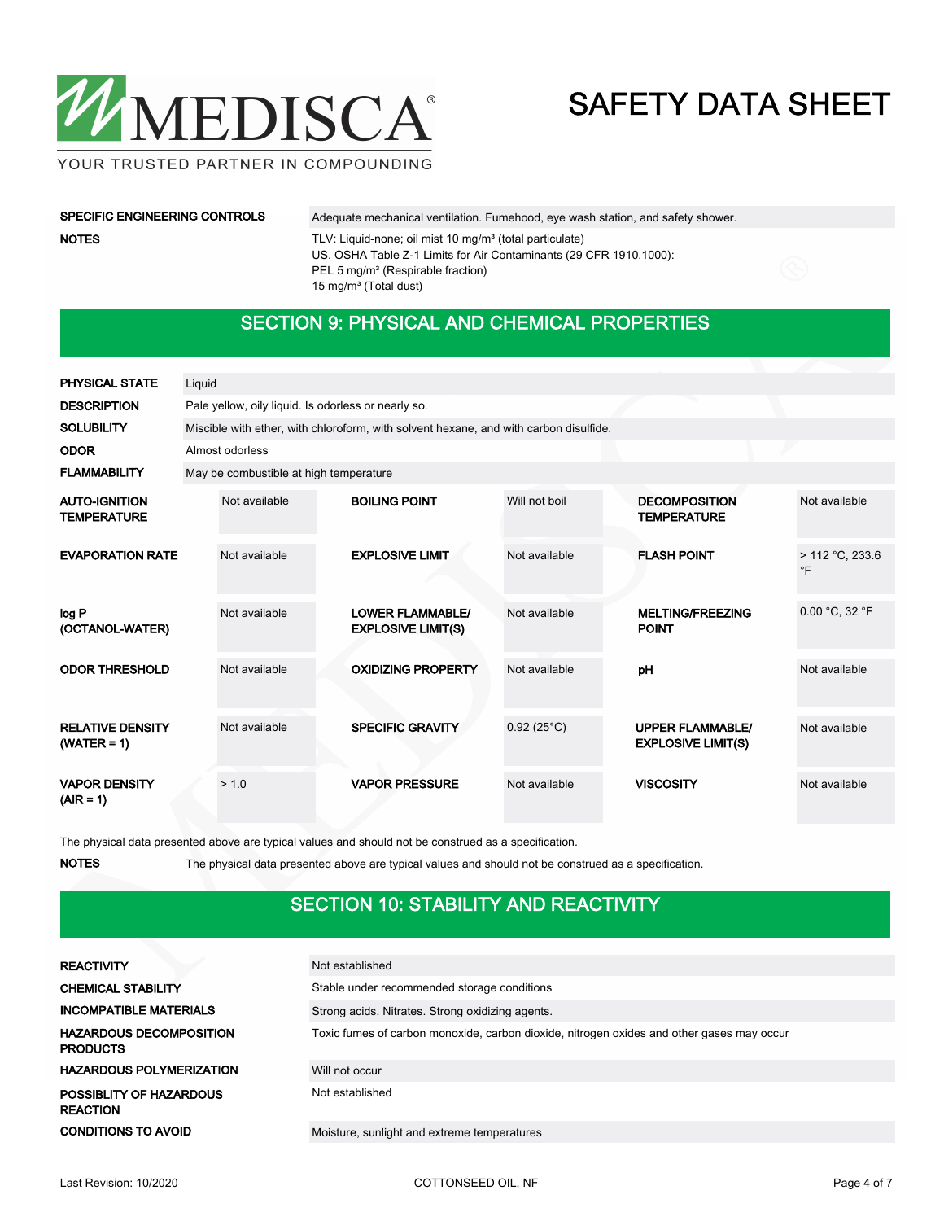| | |
|---|---|
| **SPECIFIC ENGINEERING CONTROLS** | Adequate mechanical ventilation. Fumehood, eye wash station, and safety shower. |
| **NOTES** | TLV: Liquid-none; oil mist 10 mg/m³ (total particulate)<br>US. OSHA Table Z-1 Limits for Air Contaminants (29 CFR 1910.1000):<br>PEL 5 mg/m³ (Respirable fraction)<br>15 mg/m³ (Total dust) |

## SECTION 9: PHYSICAL AND CHEMICAL PROPERTIES

| | |
|---|---|
| **PHYSICAL STATE** | Liquid |
| **DESCRIPTION** | Pale yellow, oily liquid. Is odorless or nearly so. |
| **SOLUBILITY** | Miscible with ether, with chloroform, with solvent hexane, and with carbon disulfide. |
| **ODOR** | Almost odorless |
| **FLAMMABILITY** | May be combustible at high temperature |

| | | | | | |
|---|---|---|---|---|---|
| **AUTO-IGNITION TEMPERATURE** | Not available | **BOILING POINT** | Will not boil | **DECOMPOSITION TEMPERATURE** | Not available |
| **EVAPORATION RATE** | Not available | **EXPLOSIVE LIMIT** | Not available | **FLASH POINT** | > 112 °C, 233.6 °F |
| **log P (OCTANOL-WATER)** | Not available | **LOWER FLAMMABLE/ EXPLOSIVE LIMIT(S)** | Not available | **MELTING/FREEZING POINT** | 0.00 °C, 32 °F |
| **ODOR THRESHOLD** | Not available | **OXIDIZING PROPERTY** | Not available | **pH** | Not available |
| **RELATIVE DENSITY (WATER = 1)** | Not available | **SPECIFIC GRAVITY** | 0.92 (25°C) | **UPPER FLAMMABLE/ EXPLOSIVE LIMIT(S)** | Not available |
| **VAPOR DENSITY (AIR = 1)** | > 1.0 | **VAPOR PRESSURE** | Not available | **VISCOSITY** | Not available |

The physical data presented above are typical values and should not be construed as a specification.

**NOTES** The physical data presented above are typical values and should not be construed as a specification.

## SECTION 10: STABILITY AND REACTIVITY

| | |
|---|---|
| **REACTIVITY** | Not established |
| **CHEMICAL STABILITY** | Stable under recommended storage conditions |
| **INCOMPATIBLE MATERIALS** | Strong acids. Nitrates. Strong oxidizing agents. |
| **HAZARDOUS DECOMPOSITION PRODUCTS** | Toxic fumes of carbon monoxide, carbon dioxide, nitrogen oxides and other gases may occur |
| **HAZARDOUS POLYMERIZATION** | Will not occur |
| **POSSIBLITY OF HAZARDOUS REACTION** | Not established |
| **CONDITIONS TO AVOID** | Moisture, sunlight and extreme temperatures |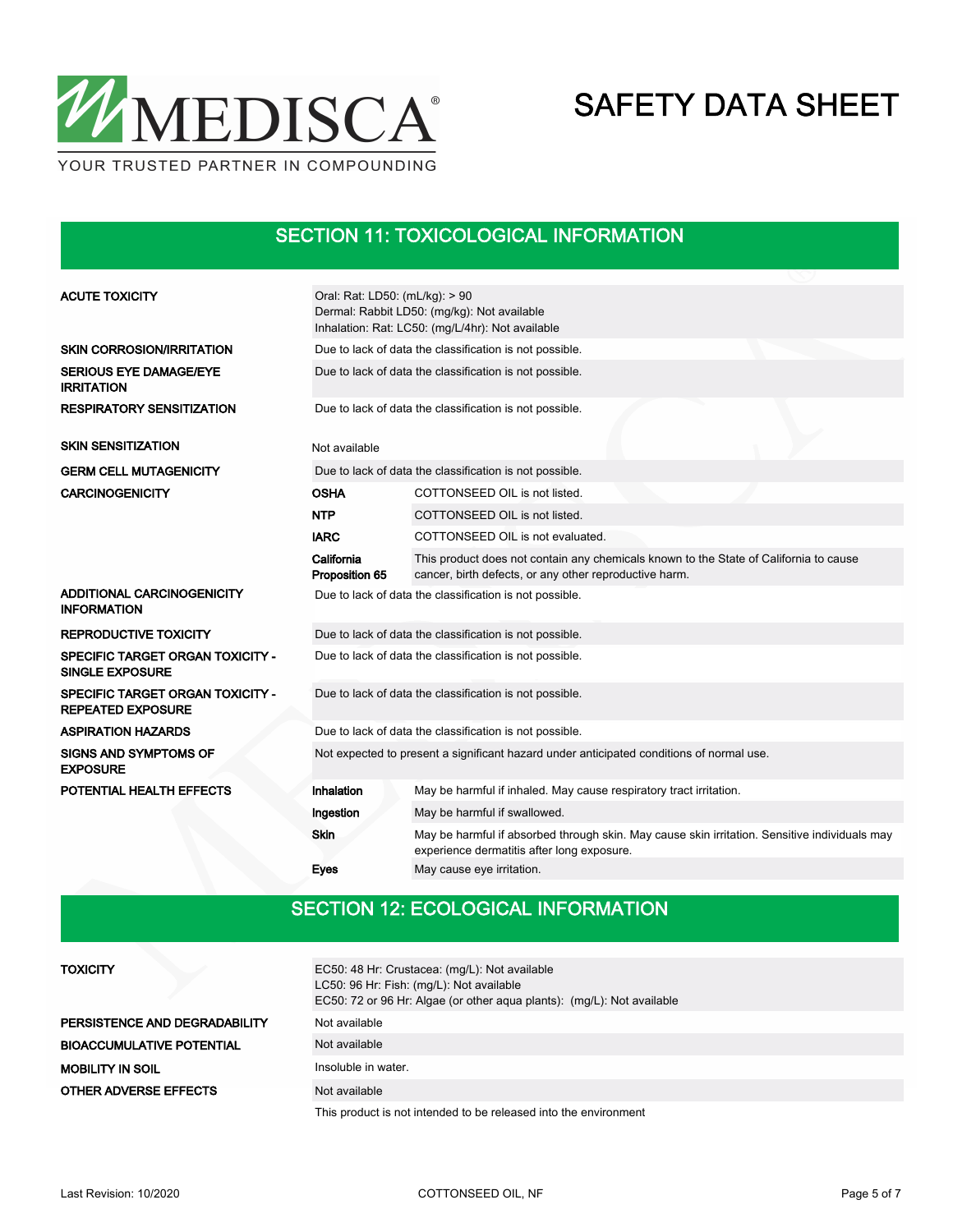## SECTION 11: TOXICOLOGICAL INFORMATION

| | | |
|---|---|---|
| **ACUTE TOXICITY** | Oral: Rat: LD50: (mL/kg): > 90<br>Dermal: Rabbit LD50: (mg/kg): Not available<br>Inhalation: Rat: LC50: (mg/L/4hr): Not available | |
| **SKIN CORROSION/IRRITATION** | Due to lack of data the classification is not possible. | |
| **SERIOUS EYE DAMAGE/EYE IRRITATION** | Due to lack of data the classification is not possible. | |
| **RESPIRATORY SENSITIZATION** | Due to lack of data the classification is not possible. | |
| **SKIN SENSITIZATION** | Not available | |
| **GERM CELL MUTAGENICITY** | Due to lack of data the classification is not possible. | |
| **CARCINOGENICITY** | **OSHA** | COTTONSEED OIL is not listed. |
| | **NTP** | COTTONSEED OIL is not listed. |
| | **IARC** | COTTONSEED OIL is not evaluated. |
| | **California Proposition 65** | This product does not contain any chemicals known to the State of California to cause cancer, birth defects, or any other reproductive harm. |
| **ADDITIONAL CARCINOGENICITY INFORMATION** | Due to lack of data the classification is not possible. | |
| **REPRODUCTIVE TOXICITY** | Due to lack of data the classification is not possible. | |
| **SPECIFIC TARGET ORGAN TOXICITY - SINGLE EXPOSURE** | Due to lack of data the classification is not possible. | |
| **SPECIFIC TARGET ORGAN TOXICITY - REPEATED EXPOSURE** | Due to lack of data the classification is not possible. | |
| **ASPIRATION HAZARDS** | Due to lack of data the classification is not possible. | |
| **SIGNS AND SYMPTOMS OF EXPOSURE** | Not expected to present a significant hazard under anticipated conditions of normal use. | |
| **POTENTIAL HEALTH EFFECTS** | **Inhalation** | May be harmful if inhaled. May cause respiratory tract irritation. |
| | **Ingestion** | May be harmful if swallowed. |
| | **Skin** | May be harmful if absorbed through skin. May cause skin irritation. Sensitive individuals may experience dermatitis after long exposure. |
| | **Eyes** | May cause eye irritation. |

## SECTION 12: ECOLOGICAL INFORMATION

| | |
|---|---|
| **TOXICITY** | EC50: 48 Hr: Crustacea: (mg/L): Not available<br>LC50: 96 Hr: Fish: (mg/L): Not available<br>EC50: 72 or 96 Hr: Algae (or other aqua plants): (mg/L): Not available |
| **PERSISTENCE AND DEGRADABILITY** | Not available |
| **BIOACCUMULATIVE POTENTIAL** | Not available |
| **MOBILITY IN SOIL** | Insoluble in water. |
| **OTHER ADVERSE EFFECTS** | Not available |

This product is not intended to be released into the environment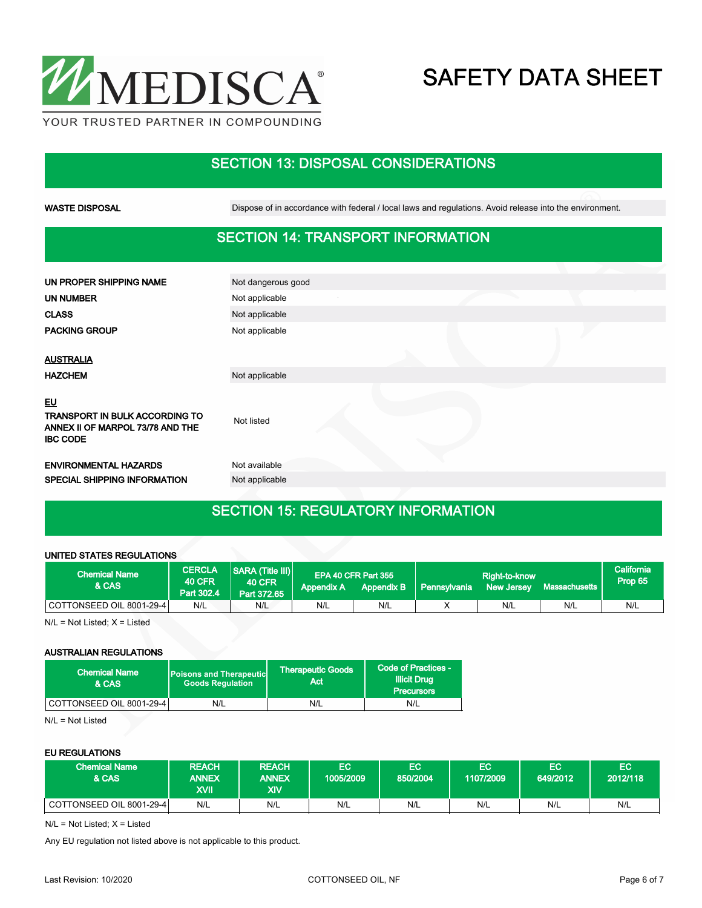## SECTION 13: DISPOSAL CONSIDERATIONS

| | |
|---|---|
| **WASTE DISPOSAL** | Dispose of in accordance with federal / local laws and regulations. Avoid release into the environment. |

## SECTION 14: TRANSPORT INFORMATION

| | |
|---|---|
| **UN PROPER SHIPPING NAME** | Not dangerous good |
| **UN NUMBER** | Not applicable |
| **CLASS** | Not applicable |
| **PACKING GROUP** | Not applicable |

**AUSTRALIA**

| | |
|---|---|
| **HAZCHEM** | Not applicable |

**EU**

| | |
|---|---|
| **TRANSPORT IN BULK ACCORDING TO ANNEX II OF MARPOL 73/78 AND THE IBC CODE** | Not listed |
| **ENVIRONMENTAL HAZARDS** | Not available |
| **SPECIAL SHIPPING INFORMATION** | Not applicable |

## SECTION 15: REGULATORY INFORMATION

**UNITED STATES REGULATIONS**

| Chemical Name & CAS | CERCLA 40 CFR Part 302.4 | SARA (Title III) 40 CFR Part 372.65 | EPA 40 CFR Part 355 | | Right-to-know | | | California Prop 65 |
|---|---|---|---|---|---|---|---|---|
| | | | Appendix A | Appendix B | Pennsylvania | New Jersey | Massachusetts | |
| COTTONSEED OIL 8001-29-4 | N/L | N/L | N/L | N/L | X | N/L | N/L | N/L |

N/L = Not Listed; X = Listed

**AUSTRALIAN REGULATIONS**

| Chemical Name & CAS | Poisons and Therapeutic Goods Regulation | Therapeutic Goods Act | Code of Practices - Illicit Drug Precursors |
|---|---|---|---|
| COTTONSEED OIL 8001-29-4 | N/L | N/L | N/L |

N/L = Not Listed

**EU REGULATIONS**

| Chemical Name & CAS | REACH ANNEX XVII | REACH ANNEX XIV | EC 1005/2009 | EC 850/2004 | EC 1107/2009 | EC 649/2012 | EC 2012/118 |
|---|---|---|---|---|---|---|---|
| COTTONSEED OIL 8001-29-4 | N/L | N/L | N/L | N/L | N/L | N/L | N/L |

N/L = Not Listed; X = Listed

Any EU regulation not listed above is not applicable to this product.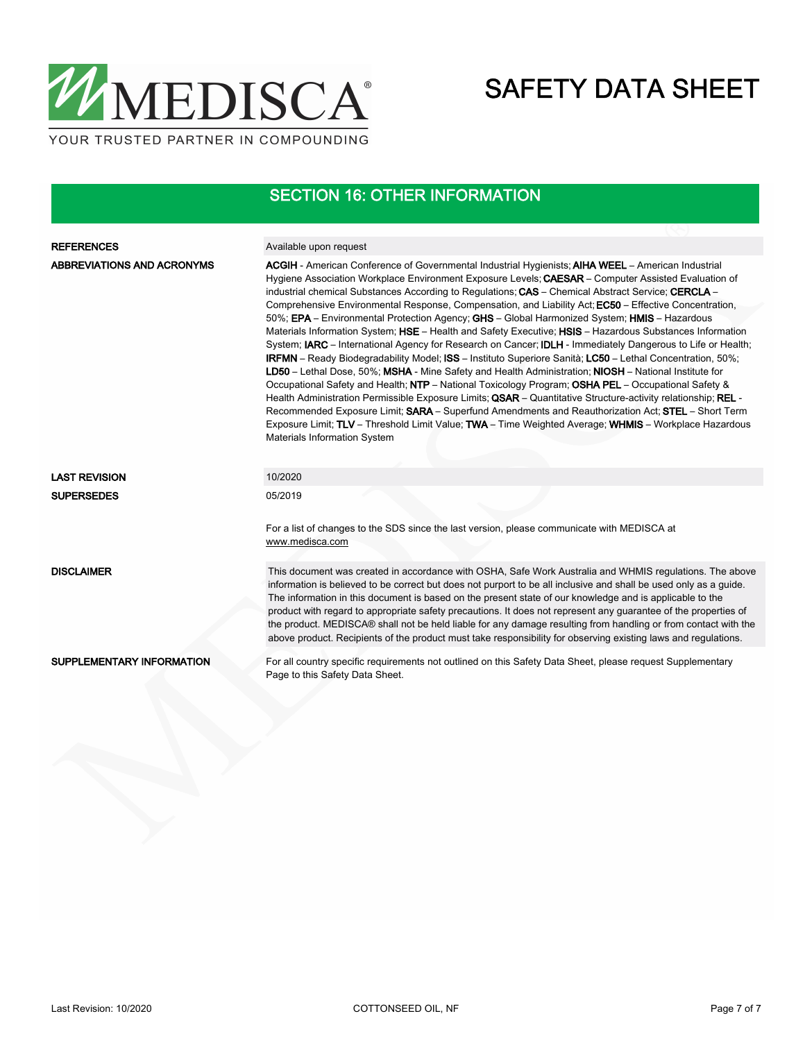# SAFETY DATA SHEET

## SECTION 16: OTHER INFORMATION

| | |
|---|---|
| **REFERENCES** | Available upon request |
| **ABBREVIATIONS AND ACRONYMS** | **ACGIH** - American Conference of Governmental Industrial Hygienists; **AIHA WEEL** – American Industrial Hygiene Association Workplace Environment Exposure Levels; **CAESAR** – Computer Assisted Evaluation of industrial chemical Substances According to Regulations; **CAS** – Chemical Abstract Service; **CERCLA** – Comprehensive Environmental Response, Compensation, and Liability Act; **EC50** – Effective Concentration, 50%; **EPA** – Environmental Protection Agency; **GHS** – Global Harmonized System; **HMIS** – Hazardous Materials Information System; **HSE** – Health and Safety Executive; **HSIS** – Hazardous Substances Information System; **IARC** – International Agency for Research on Cancer; **IDLH** - Immediately Dangerous to Life or Health; **IRFMN** – Ready Biodegradability Model; **ISS** – Instituto Superiore Sanità; **LC50** – Lethal Concentration, 50%; **LD50** – Lethal Dose, 50%; **MSHA** - Mine Safety and Health Administration; **NIOSH** – National Institute for Occupational Safety and Health; **NTP** – National Toxicology Program; **OSHA PEL** – Occupational Safety & Health Administration Permissible Exposure Limits; **QSAR** – Quantitative Structure-activity relationship; **REL** - Recommended Exposure Limit; **SARA** – Superfund Amendments and Reauthorization Act; **STEL** – Short Term Exposure Limit; **TLV** – Threshold Limit Value; **TWA** – Time Weighted Average; **WHMIS** – Workplace Hazardous Materials Information System |
| **LAST REVISION** | 10/2020 |
| **SUPERSEDES** | 05/2019<br><br>For a list of changes to the SDS since the last version, please communicate with MEDISCA at www.medisca.com |
| **DISCLAIMER** | This document was created in accordance with OSHA, Safe Work Australia and WHMIS regulations. The above information is believed to be correct but does not purport to be all inclusive and shall be used only as a guide. The information in this document is based on the present state of our knowledge and is applicable to the product with regard to appropriate safety precautions. It does not represent any guarantee of the properties of the product. MEDISCA® shall not be held liable for any damage resulting from handling or from contact with the above product. Recipients of the product must take responsibility for observing existing laws and regulations. |
| **SUPPLEMENTARY INFORMATION** | For all country specific requirements not outlined on this Safety Data Sheet, please request Supplementary Page to this Safety Data Sheet. |